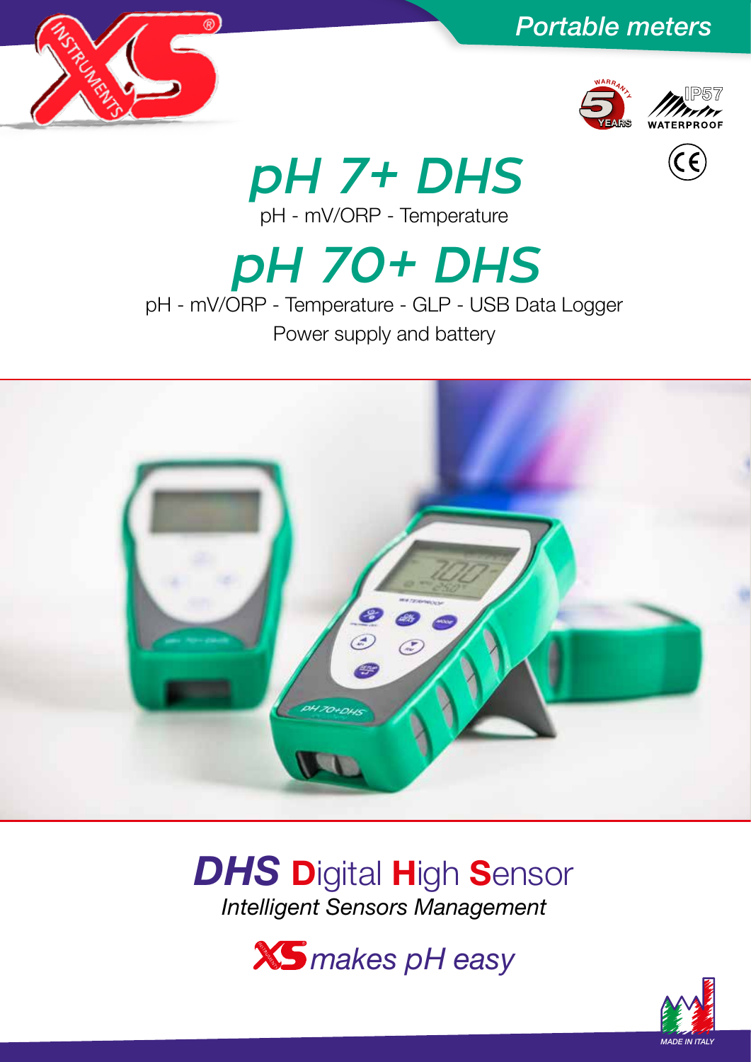*Portable meters*

# *pH 7+ DHS*

pH - mV/ORP - Temperature

# *pH 70+ DHS*

pH - mV/ORP - Temperature - GLP - USB Data Logger

Power supply and battery

## ***DHS*** **D**igital **H**igh **S**ensor

*Intelligent Sensors Management*

*makes pH easy*

*MADE IN ITALY*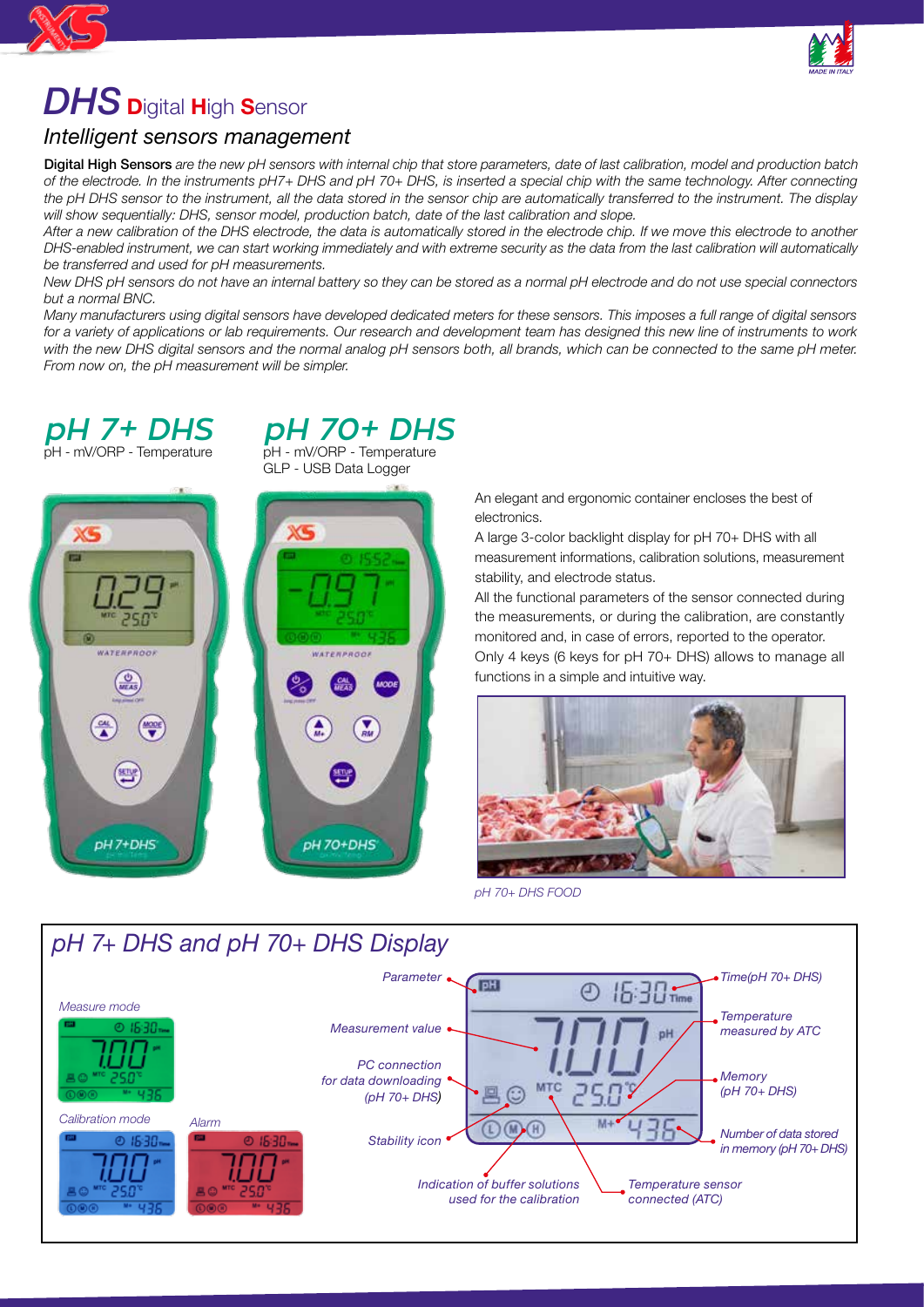# *DHS* Digital High Sensor

## *Intelligent sensors management*

**Digital High Sensors** *are the new pH sensors with internal chip that store parameters, date of last calibration, model and production batch of the electrode. In the instruments pH7+ DHS and pH 70+ DHS, is inserted a special chip with the same technology. After connecting the pH DHS sensor to the instrument, all the data stored in the sensor chip are automatically transferred to the instrument. The display will show sequentially: DHS, sensor model, production batch, date of the last calibration and slope.*

*After a new calibration of the DHS electrode, the data is automatically stored in the electrode chip. If we move this electrode to another DHS-enabled instrument, we can start working immediately and with extreme security as the data from the last calibration will automatically be transferred and used for pH measurements.*

*New DHS pH sensors do not have an internal battery so they can be stored as a normal pH electrode and do not use special connectors but a normal BNC.*

*Many manufacturers using digital sensors have developed dedicated meters for these sensors. This imposes a full range of digital sensors for a variety of applications or lab requirements. Our research and development team has designed this new line of instruments to work with the new DHS digital sensors and the normal analog pH sensors both, all brands, which can be connected to the same pH meter. From now on, the pH measurement will be simpler.*

## *pH 7+ DHS*

pH - mV/ORP - Temperature

## *pH 70+ DHS*

pH - mV/ORP - Temperature
GLP - USB Data Logger

An elegant and ergonomic container encloses the best of electronics.

A large 3-color backlight display for pH 70+ DHS with all measurement informations, calibration solutions, measurement stability, and electrode status.

All the functional parameters of the sensor connected during the measurements, or during the calibration, are constantly monitored and, in case of errors, reported to the operator.

Only 4 keys (6 keys for pH 70+ DHS) allows to manage all functions in a simple and intuitive way.

*pH 70+ DHS FOOD*

## *pH 7+ DHS and pH 70+ DHS Display*

*Measure mode*

*Calibration mode*

*Alarm*

*Parameter*

*Measurement value*

*PC connection for data downloading (pH 70+ DHS)*

*Stability icon*

*Indication of buffer solutions used for the calibration*

*Temperature sensor connected (ATC)*

*Time(pH 70+ DHS)*

*Temperature measured by ATC*

*Memory (pH 70+ DHS)*

*Number of data stored in memory (pH 70+ DHS)*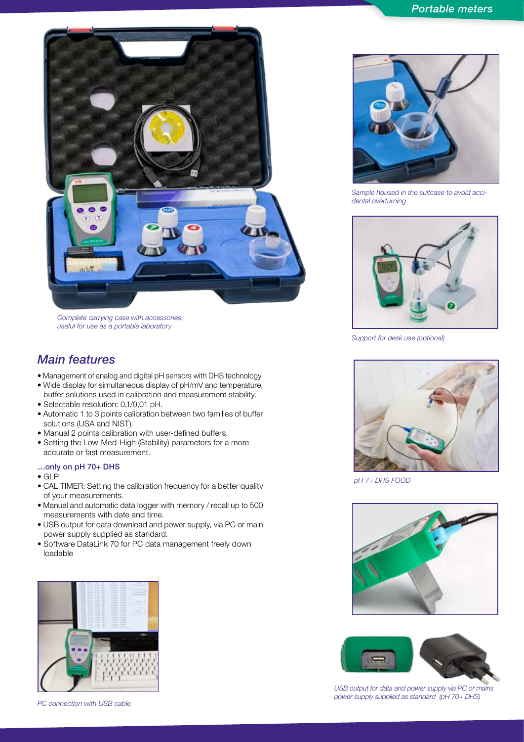Complete carrying case with accessories, useful for use as a portable laboratory

Sample housed in the suitcase to avoid accidental overturning

Support for desk use (optional)

pH 7+ DHS FOOD

USB output for data and power supply via PC or mains power supply supplied as standard (pH 70+ DHS)

## Main features

- Management of analog and digital pH sensors with DHS technology.
- Wide display for simultaneous display of pH/mV and temperature, buffer solutions used in calibration and measurement stability.
- Selectable resolution: 0,1/0,01 pH.
- Automatic 1 to 3 points calibration between two families of buffer solutions (USA and NIST).
- Manual 2 points calibration with user-defined buffers.
- Setting the Low-Med-High (Stability) parameters for a more accurate or fast measurement.

### …only on pH 70+ DHS

- GLP
- CAL TIMER: Setting the calibration frequency for a better quality of your measurements.
- Manual and automatic data logger with memory / recall up to 500 measurements with date and time.
- USB output for data download and power supply, via PC or main power supply supplied as standard.
- Software DataLink 70 for PC data management freely down loadable

PC connection with USB cable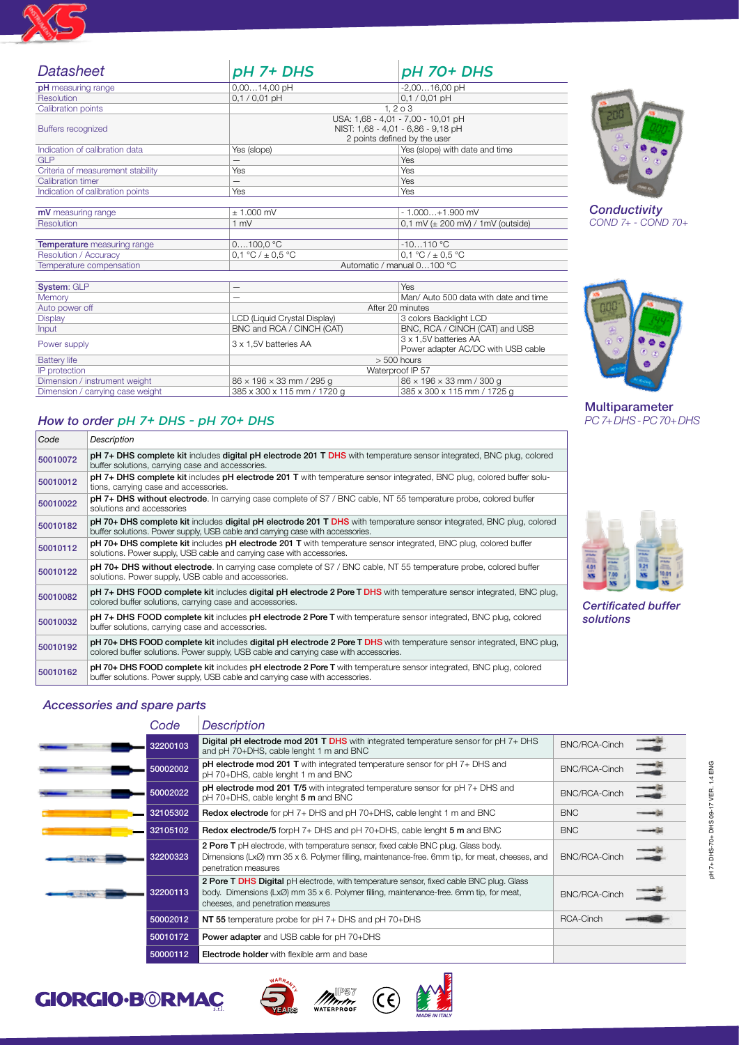## Datasheet

| Datasheet | pH 7+ DHS | pH 70+ DHS |
|---|---|---|
| **pH** measuring range | 0,00…14,00 pH | -2,00…16,00 pH |
| Resolution | 0,1 / 0,01 pH | 0,1 / 0,01 pH |
| Calibration points | 1, 2 o 3 | |
| Buffers recognized | USA: 1,68 - 4,01 - 7,00 - 10,01 pH<br>NIST: 1,68 - 4,01 - 6,86 - 9,18 pH<br>2 points defined by the user | |
| Indication of calibration data | Yes (slope) | Yes (slope) with date and time |
| GLP | — | Yes |
| Criteria of measurement stability | Yes | Yes |
| Calibration timer | — | Yes |
| Indication of calibration points | Yes | Yes |
| | | |
| **mV** measuring range | ± 1.000 mV | - 1.000…+1.900 mV |
| Resolution | 1 mV | 0,1 mV (± 200 mV) / 1mV (outside) |
| | | |
| **Temperature** measuring range | 0….100,0 °C | -10…110 °C |
| Resolution / Accuracy | 0,1 °C / ± 0,5 °C | 0,1 °C / ± 0,5 °C |
| Temperature compensation | Automatic / manual 0…100 °C | |
| | | |
| **System**: GLP | — | Yes |
| Memory | — | Man/ Auto 500 data with date and time |
| Auto power off | After 20 minutes | |
| Display | LCD (Liquid Crystal Display) | 3 colors Backlight LCD |
| Input | BNC and RCA / CINCH (CAT) | BNC, RCA / CINCH (CAT) and USB |
| Power supply | 3 x 1,5V batteries AA | 3 x 1,5V batteries AA<br>Power adapter AC/DC with USB cable |
| Battery life | > 500 hours | |
| IP protection | Waterproof IP 57 | |
| Dimension / instrument weight | 86 × 196 × 33 mm / 295 g | 86 × 196 × 33 mm / 300 g |
| Dimension / carrying case weight | 385 x 300 x 115 mm / 1720 g | 385 x 300 x 115 mm / 1725 g |

*Conductivity*
*COND 7+ - COND 70+*

**Multiparameter**
*PC 7+ DHS - PC 70+ DHS*

*Certificated buffer solutions*

## How to order pH 7+ DHS - pH 70+ DHS

| Code | Description |
|---|---|
| 50010072 | **pH 7+ DHS complete kit** includes **digital pH electrode 201 T DHS** with temperature sensor integrated, BNC plug, colored buffer solutions, carrying case and accessories. |
| 50010012 | **pH 7+ DHS complete kit** includes **pH electrode 201 T** with temperature sensor integrated, BNC plug, colored buffer solutions, carrying case and accessories. |
| 50010022 | **pH 7+ DHS without electrode**. In carrying case complete of S7 / BNC cable, NT 55 temperature probe, colored buffer solutions and accessories |
| 50010182 | **pH 70+ DHS complete kit** includes **digital pH electrode 201 T DHS** with temperature sensor integrated, BNC plug, colored buffer solutions. Power supply, USB cable and carrying case with accessories. |
| 50010112 | **pH 70+ DHS complete kit** includes **pH electrode 201 T** with temperature sensor integrated, BNC plug, colored buffer solutions. Power supply, USB cable and carrying case with accessories. |
| 50010122 | **pH 70+ DHS without electrode**. In carrying case complete of S7 / BNC cable, NT 55 temperature probe, colored buffer solutions. Power supply, USB cable and accessories. |
| 50010082 | **pH 7+ DHS FOOD complete kit** includes **digital pH electrode 2 Pore T DHS** with temperature sensor integrated, BNC plug, colored buffer solutions, carrying case and accessories. |
| 50010032 | **pH 7+ DHS FOOD complete kit** includes **pH electrode 2 Pore T** with temperature sensor integrated, BNC plug, colored buffer solutions, carrying case and accessories. |
| 50010192 | **pH 70+ DHS FOOD complete kit** includes **digital pH electrode 2 Pore T DHS** with temperature sensor integrated, BNC plug, colored buffer solutions. Power supply, USB cable and carrying case with accessories. |
| 50010162 | **pH 70+ DHS FOOD complete kit** includes **pH electrode 2 Pore T** with temperature sensor integrated, BNC plug, colored buffer solutions. Power supply, USB cable and carrying case with accessories. |

## Accessories and spare parts

| Code | Description | |
|---|---|---|
| 32200103 | **Digital pH electrode mod 201 T DHS** with integrated temperature sensor for pH 7+ DHS and pH 70+DHS, cable lenght 1 m and BNC | BNC/RCA-Cinch |
| 50002002 | **pH electrode mod 201 T** with integrated temperature sensor for pH 7+ DHS and pH 70+DHS, cable lenght 1 m and BNC | BNC/RCA-Cinch |
| 50002022 | **pH electrode mod 201 T/5** with integrated temperature sensor for pH 7+ DHS and pH 70+DHS, cable lenght **5 m** and BNC | BNC/RCA-Cinch |
| 32105302 | **Redox electrode** for pH 7+ DHS and pH 70+DHS, cable lenght 1 m and BNC | BNC |
| 32105102 | **Redox electrode/5** forpH 7+ DHS and pH 70+DHS, cable lenght **5 m** and BNC | BNC |
| 32200323 | **2 Pore T** pH electrode, with temperature sensor, fixed cable BNC plug. Glass body. Dimensions (LxØ) mm 35 x 6. Polymer filling, maintenance-free. 6mm tip, for meat, cheeses, and penetration measures | BNC/RCA-Cinch |
| 32200113 | **2 Pore T DHS Digital** pH electrode, with temperature sensor, fixed cable BNC plug. Glass body. Dimensions (LxØ) mm 35 x 6. Polymer filling, maintenance-free. 6mm tip, for meat, cheeses, and penetration measures | BNC/RCA-Cinch |
| 50002012 | **NT 55** temperature probe for pH 7+ DHS and pH 70+DHS | RCA-Cinch |
| 50010172 | **Power adapter** and USB cable for pH 70+DHS | |
| 50000112 | **Electrode holder** with flexible arm and base | |

pH 7+ DHS-70+ DHS 09-17 VER. 1.4 ENG

GIORGIO·BORMAC s.r.l.